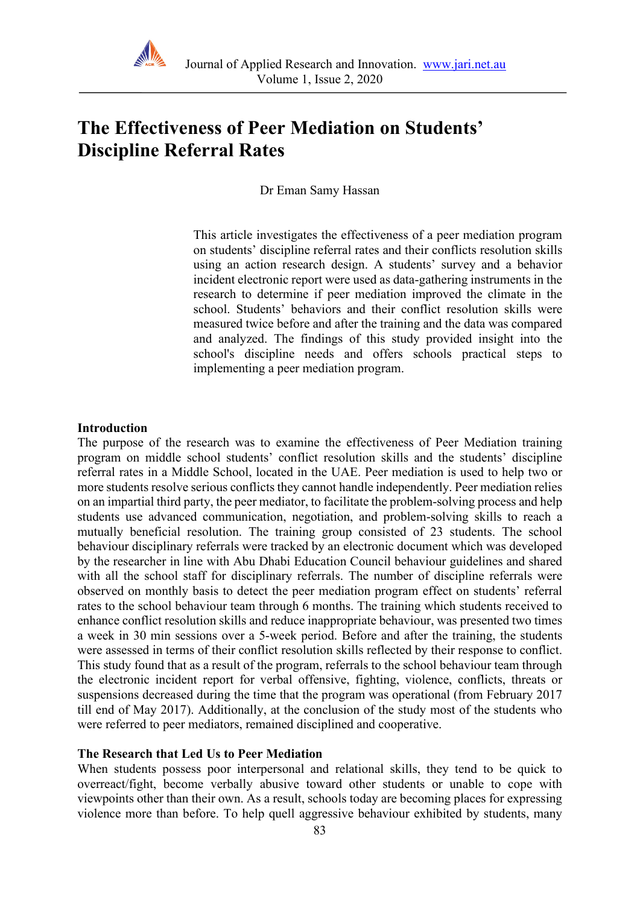# The Effectiveness of Peer Mediation on Students' Discipline Referral Rates

Dr Eman Samy Hassan

This article investigates the effectiveness of a peer mediation program on students' discipline referral rates and their conflicts resolution skills using an action research design. A students' survey and a behavior incident electronic report were used as data-gathering instruments in the research to determine if peer mediation improved the climate in the school. Students' behaviors and their conflict resolution skills were measured twice before and after the training and the data was compared and analyzed. The findings of this study provided insight into the school's discipline needs and offers schools practical steps to implementing a peer mediation program.

## Introduction

The purpose of the research was to examine the effectiveness of Peer Mediation training program on middle school students' conflict resolution skills and the students' discipline referral rates in a Middle School, located in the UAE. Peer mediation is used to help two or more students resolve serious conflicts they cannot handle independently. Peer mediation relies on an impartial third party, the peer mediator, to facilitate the problem-solving process and help students use advanced communication, negotiation, and problem-solving skills to reach a mutually beneficial resolution. The training group consisted of 23 students. The school behaviour disciplinary referrals were tracked by an electronic document which was developed by the researcher in line with Abu Dhabi Education Council behaviour guidelines and shared with all the school staff for disciplinary referrals. The number of discipline referrals were observed on monthly basis to detect the peer mediation program effect on students' referral rates to the school behaviour team through 6 months. The training which students received to enhance conflict resolution skills and reduce inappropriate behaviour, was presented two times a week in 30 min sessions over a 5-week period. Before and after the training, the students were assessed in terms of their conflict resolution skills reflected by their response to conflict. This study found that as a result of the program, referrals to the school behaviour team through the electronic incident report for verbal offensive, fighting, violence, conflicts, threats or suspensions decreased during the time that the program was operational (from February 2017 till end of May 2017). Additionally, at the conclusion of the study most of the students who were referred to peer mediators, remained disciplined and cooperative.

## The Research that Led Us to Peer Mediation

When students possess poor interpersonal and relational skills, they tend to be quick to overreact/fight, become verbally abusive toward other students or unable to cope with viewpoints other than their own. As a result, schools today are becoming places for expressing violence more than before. To help quell aggressive behaviour exhibited by students, many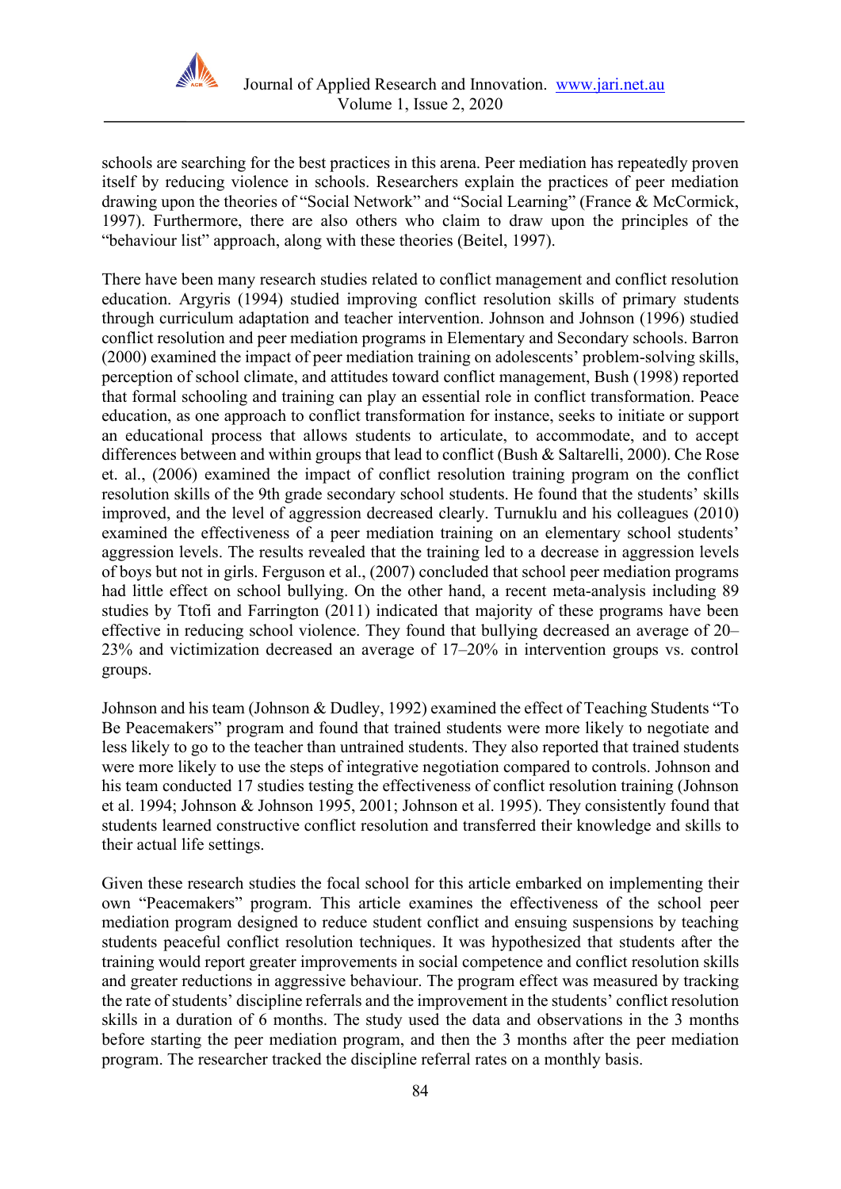schools are searching for the best practices in this arena. Peer mediation has repeatedly proven itself by reducing violence in schools. Researchers explain the practices of peer mediation drawing upon the theories of "Social Network" and "Social Learning" (France & McCormick, 1997). Furthermore, there are also others who claim to draw upon the principles of the "behaviour list" approach, along with these theories (Beitel, 1997).

There have been many research studies related to conflict management and conflict resolution education. Argyris (1994) studied improving conflict resolution skills of primary students through curriculum adaptation and teacher intervention. Johnson and Johnson (1996) studied conflict resolution and peer mediation programs in Elementary and Secondary schools. Barron (2000) examined the impact of peer mediation training on adolescents' problem-solving skills, perception of school climate, and attitudes toward conflict management, Bush (1998) reported that formal schooling and training can play an essential role in conflict transformation. Peace education, as one approach to conflict transformation for instance, seeks to initiate or support an educational process that allows students to articulate, to accommodate, and to accept differences between and within groups that lead to conflict (Bush & Saltarelli, 2000). Che Rose et. al., (2006) examined the impact of conflict resolution training program on the conflict resolution skills of the 9th grade secondary school students. He found that the students' skills improved, and the level of aggression decreased clearly. Turnuklu and his colleagues (2010) examined the effectiveness of a peer mediation training on an elementary school students' aggression levels. The results revealed that the training led to a decrease in aggression levels of boys but not in girls. Ferguson et al., (2007) concluded that school peer mediation programs had little effect on school bullying. On the other hand, a recent meta-analysis including 89 studies by Ttofi and Farrington (2011) indicated that majority of these programs have been effective in reducing school violence. They found that bullying decreased an average of 20–23% and victimization decreased an average of 17–20% in intervention groups vs. control groups.

Johnson and his team (Johnson & Dudley, 1992) examined the effect of Teaching Students "To Be Peacemakers" program and found that trained students were more likely to negotiate and less likely to go to the teacher than untrained students. They also reported that trained students were more likely to use the steps of integrative negotiation compared to controls. Johnson and his team conducted 17 studies testing the effectiveness of conflict resolution training (Johnson et al. 1994; Johnson & Johnson 1995, 2001; Johnson et al. 1995). They consistently found that students learned constructive conflict resolution and transferred their knowledge and skills to their actual life settings.

Given these research studies the focal school for this article embarked on implementing their own "Peacemakers" program. This article examines the effectiveness of the school peer mediation program designed to reduce student conflict and ensuing suspensions by teaching students peaceful conflict resolution techniques. It was hypothesized that students after the training would report greater improvements in social competence and conflict resolution skills and greater reductions in aggressive behaviour. The program effect was measured by tracking the rate of students' discipline referrals and the improvement in the students' conflict resolution skills in a duration of 6 months. The study used the data and observations in the 3 months before starting the peer mediation program, and then the 3 months after the peer mediation program. The researcher tracked the discipline referral rates on a monthly basis.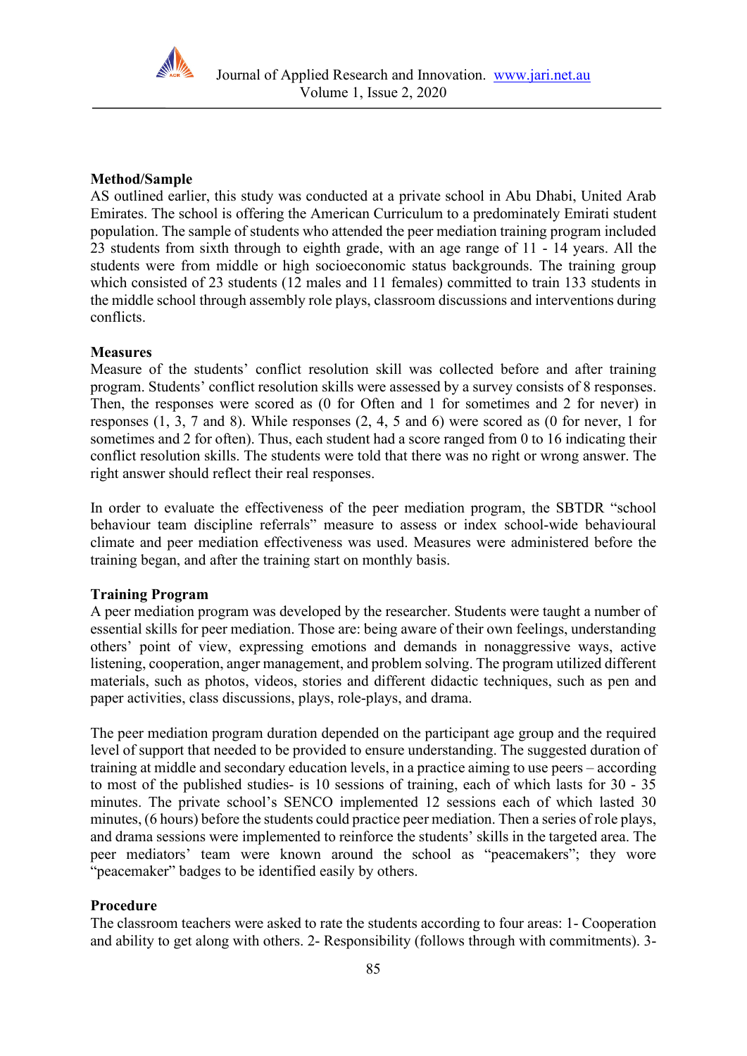**Method/Sample**

AS outlined earlier, this study was conducted at a private school in Abu Dhabi, United Arab Emirates. The school is offering the American Curriculum to a predominately Emirati student population. The sample of students who attended the peer mediation training program included 23 students from sixth through to eighth grade, with an age range of 11 - 14 years. All the students were from middle or high socioeconomic status backgrounds. The training group which consisted of 23 students (12 males and 11 females) committed to train 133 students in the middle school through assembly role plays, classroom discussions and interventions during conflicts.

**Measures**

Measure of the students' conflict resolution skill was collected before and after training program. Students' conflict resolution skills were assessed by a survey consists of 8 responses. Then, the responses were scored as (0 for Often and 1 for sometimes and 2 for never) in responses (1, 3, 7 and 8). While responses (2, 4, 5 and 6) were scored as (0 for never, 1 for sometimes and 2 for often). Thus, each student had a score ranged from 0 to 16 indicating their conflict resolution skills. The students were told that there was no right or wrong answer. The right answer should reflect their real responses.

In order to evaluate the effectiveness of the peer mediation program, the SBTDR "school behaviour team discipline referrals" measure to assess or index school-wide behavioural climate and peer mediation effectiveness was used. Measures were administered before the training began, and after the training start on monthly basis.

**Training Program**

A peer mediation program was developed by the researcher. Students were taught a number of essential skills for peer mediation. Those are: being aware of their own feelings, understanding others' point of view, expressing emotions and demands in nonaggressive ways, active listening, cooperation, anger management, and problem solving. The program utilized different materials, such as photos, videos, stories and different didactic techniques, such as pen and paper activities, class discussions, plays, role-plays, and drama.

The peer mediation program duration depended on the participant age group and the required level of support that needed to be provided to ensure understanding. The suggested duration of training at middle and secondary education levels, in a practice aiming to use peers – according to most of the published studies- is 10 sessions of training, each of which lasts for 30 - 35 minutes. The private school's SENCO implemented 12 sessions each of which lasted 30 minutes, (6 hours) before the students could practice peer mediation. Then a series of role plays, and drama sessions were implemented to reinforce the students' skills in the targeted area. The peer mediators' team were known around the school as "peacemakers"; they wore "peacemaker" badges to be identified easily by others.

**Procedure**

The classroom teachers were asked to rate the students according to four areas: 1- Cooperation and ability to get along with others. 2- Responsibility (follows through with commitments). 3-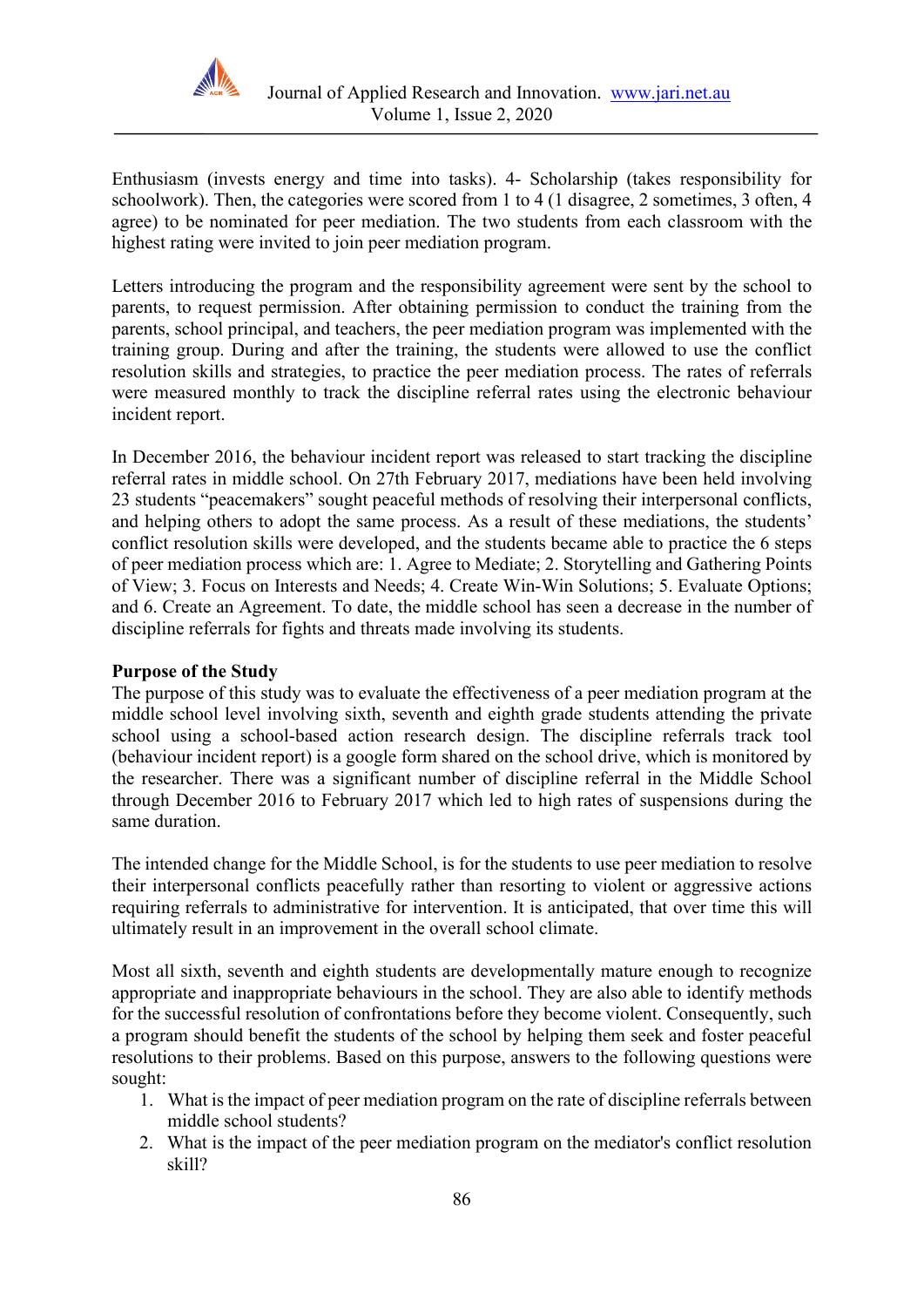Enthusiasm (invests energy and time into tasks). 4- Scholarship (takes responsibility for schoolwork). Then, the categories were scored from 1 to 4 (1 disagree, 2 sometimes, 3 often, 4 agree) to be nominated for peer mediation. The two students from each classroom with the highest rating were invited to join peer mediation program.

Letters introducing the program and the responsibility agreement were sent by the school to parents, to request permission. After obtaining permission to conduct the training from the parents, school principal, and teachers, the peer mediation program was implemented with the training group. During and after the training, the students were allowed to use the conflict resolution skills and strategies, to practice the peer mediation process. The rates of referrals were measured monthly to track the discipline referral rates using the electronic behaviour incident report.

In December 2016, the behaviour incident report was released to start tracking the discipline referral rates in middle school. On 27th February 2017, mediations have been held involving 23 students "peacemakers" sought peaceful methods of resolving their interpersonal conflicts, and helping others to adopt the same process. As a result of these mediations, the students' conflict resolution skills were developed, and the students became able to practice the 6 steps of peer mediation process which are: 1. Agree to Mediate; 2. Storytelling and Gathering Points of View; 3. Focus on Interests and Needs; 4. Create Win-Win Solutions; 5. Evaluate Options; and 6. Create an Agreement. To date, the middle school has seen a decrease in the number of discipline referrals for fights and threats made involving its students.

**Purpose of the Study**

The purpose of this study was to evaluate the effectiveness of a peer mediation program at the middle school level involving sixth, seventh and eighth grade students attending the private school using a school-based action research design. The discipline referrals track tool (behaviour incident report) is a google form shared on the school drive, which is monitored by the researcher. There was a significant number of discipline referral in the Middle School through December 2016 to February 2017 which led to high rates of suspensions during the same duration.

The intended change for the Middle School, is for the students to use peer mediation to resolve their interpersonal conflicts peacefully rather than resorting to violent or aggressive actions requiring referrals to administrative for intervention. It is anticipated, that over time this will ultimately result in an improvement in the overall school climate.

Most all sixth, seventh and eighth students are developmentally mature enough to recognize appropriate and inappropriate behaviours in the school. They are also able to identify methods for the successful resolution of confrontations before they become violent. Consequently, such a program should benefit the students of the school by helping them seek and foster peaceful resolutions to their problems. Based on this purpose, answers to the following questions were sought:

1. What is the impact of peer mediation program on the rate of discipline referrals between middle school students?
2. What is the impact of the peer mediation program on the mediator's conflict resolution skill?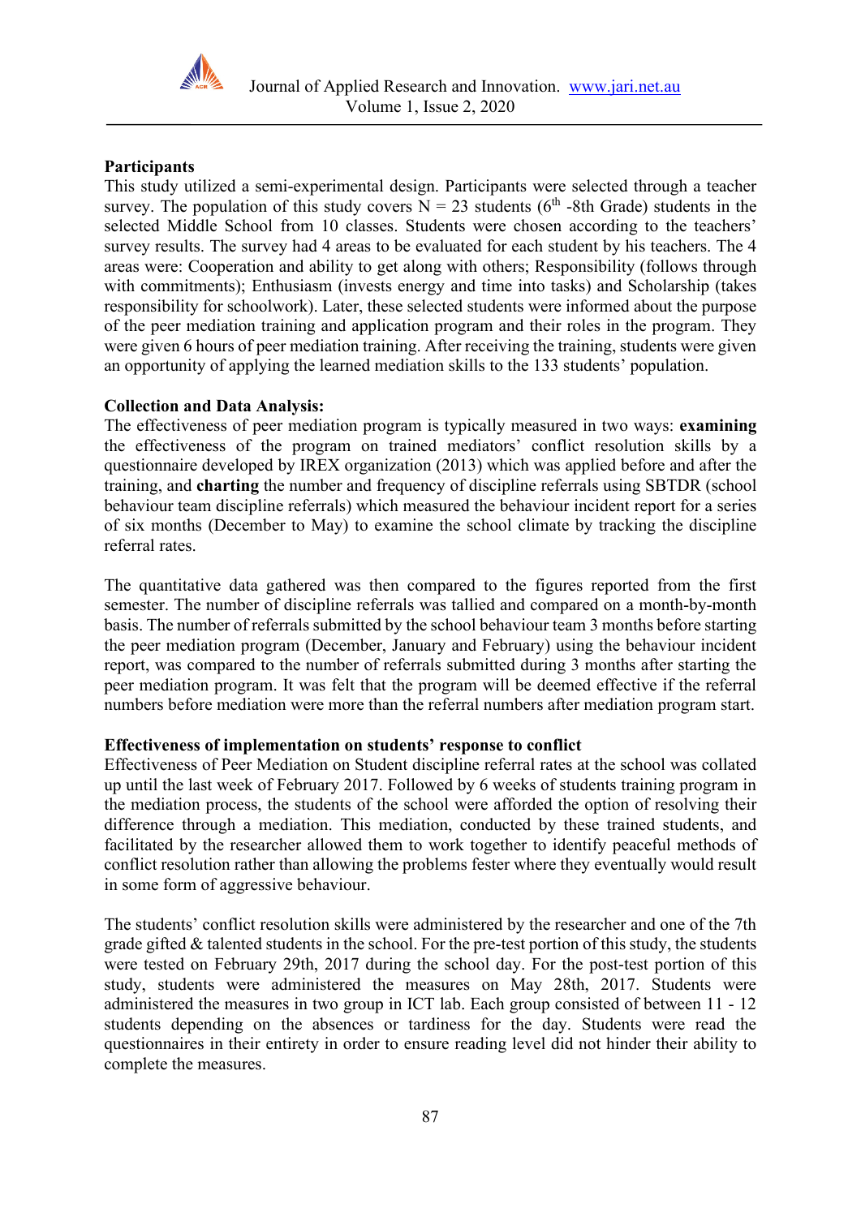**Participants**

This study utilized a semi-experimental design. Participants were selected through a teacher survey. The population of this study covers N = 23 students (6th -8th Grade) students in the selected Middle School from 10 classes. Students were chosen according to the teachers' survey results. The survey had 4 areas to be evaluated for each student by his teachers. The 4 areas were: Cooperation and ability to get along with others; Responsibility (follows through with commitments); Enthusiasm (invests energy and time into tasks) and Scholarship (takes responsibility for schoolwork). Later, these selected students were informed about the purpose of the peer mediation training and application program and their roles in the program. They were given 6 hours of peer mediation training. After receiving the training, students were given an opportunity of applying the learned mediation skills to the 133 students' population.

**Collection and Data Analysis:**

The effectiveness of peer mediation program is typically measured in two ways: **examining** the effectiveness of the program on trained mediators' conflict resolution skills by a questionnaire developed by IREX organization (2013) which was applied before and after the training, and **charting** the number and frequency of discipline referrals using SBTDR (school behaviour team discipline referrals) which measured the behaviour incident report for a series of six months (December to May) to examine the school climate by tracking the discipline referral rates.

The quantitative data gathered was then compared to the figures reported from the first semester. The number of discipline referrals was tallied and compared on a month-by-month basis. The number of referrals submitted by the school behaviour team 3 months before starting the peer mediation program (December, January and February) using the behaviour incident report, was compared to the number of referrals submitted during 3 months after starting the peer mediation program. It was felt that the program will be deemed effective if the referral numbers before mediation were more than the referral numbers after mediation program start.

**Effectiveness of implementation on students' response to conflict**

Effectiveness of Peer Mediation on Student discipline referral rates at the school was collated up until the last week of February 2017. Followed by 6 weeks of students training program in the mediation process, the students of the school were afforded the option of resolving their difference through a mediation. This mediation, conducted by these trained students, and facilitated by the researcher allowed them to work together to identify peaceful methods of conflict resolution rather than allowing the problems fester where they eventually would result in some form of aggressive behaviour.

The students' conflict resolution skills were administered by the researcher and one of the 7th grade gifted & talented students in the school. For the pre-test portion of this study, the students were tested on February 29th, 2017 during the school day. For the post-test portion of this study, students were administered the measures on May 28th, 2017. Students were administered the measures in two group in ICT lab. Each group consisted of between 11 - 12 students depending on the absences or tardiness for the day. Students were read the questionnaires in their entirety in order to ensure reading level did not hinder their ability to complete the measures.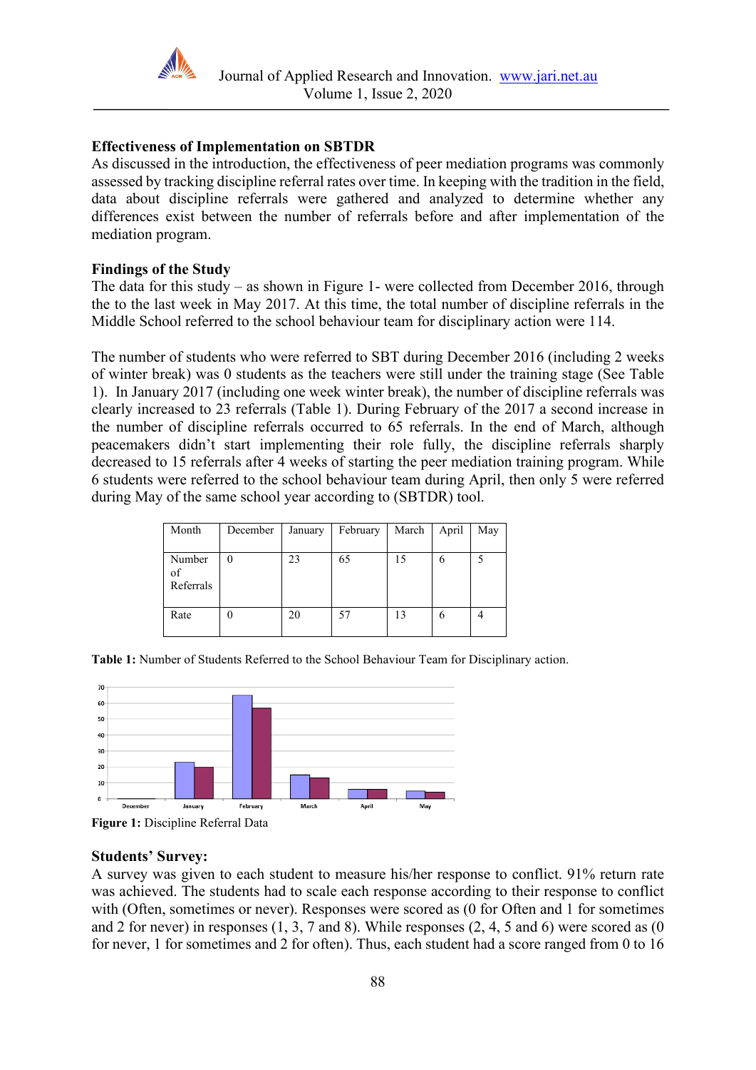## Effectiveness of Implementation on SBTDR

As discussed in the introduction, the effectiveness of peer mediation programs was commonly assessed by tracking discipline referral rates over time. In keeping with the tradition in the field, data about discipline referrals were gathered and analyzed to determine whether any differences exist between the number of referrals before and after implementation of the mediation program.

## Findings of the Study

The data for this study – as shown in Figure 1- were collected from December 2016, through the to the last week in May 2017. At this time, the total number of discipline referrals in the Middle School referred to the school behaviour team for disciplinary action were 114.

The number of students who were referred to SBT during December 2016 (including 2 weeks of winter break) was 0 students as the teachers were still under the training stage (See Table 1). In January 2017 (including one week winter break), the number of discipline referrals was clearly increased to 23 referrals (Table 1). During February of the 2017 a second increase in the number of discipline referrals occurred to 65 referrals. In the end of March, although peacemakers didn't start implementing their role fully, the discipline referrals sharply decreased to 15 referrals after 4 weeks of starting the peer mediation training program. While 6 students were referred to the school behaviour team during April, then only 5 were referred during May of the same school year according to (SBTDR) tool.

| Month | December | January | February | March | April | May |
|---|---|---|---|---|---|---|
| Number of Referrals | 0 | 23 | 65 | 15 | 6 | 5 |
| Rate | 0 | 20 | 57 | 13 | 6 | 4 |

**Table 1:** Number of Students Referred to the School Behaviour Team for Disciplinary action.

70
60
50
40
30
20
10
0
December
January
February
March
April
May

**Figure 1:** Discipline Referral Data

## Students' Survey:

A survey was given to each student to measure his/her response to conflict. 91% return rate was achieved. The students had to scale each response according to their response to conflict with (Often, sometimes or never). Responses were scored as (0 for Often and 1 for sometimes and 2 for never) in responses (1, 3, 7 and 8). While responses (2, 4, 5 and 6) were scored as (0 for never, 1 for sometimes and 2 for often). Thus, each student had a score ranged from 0 to 16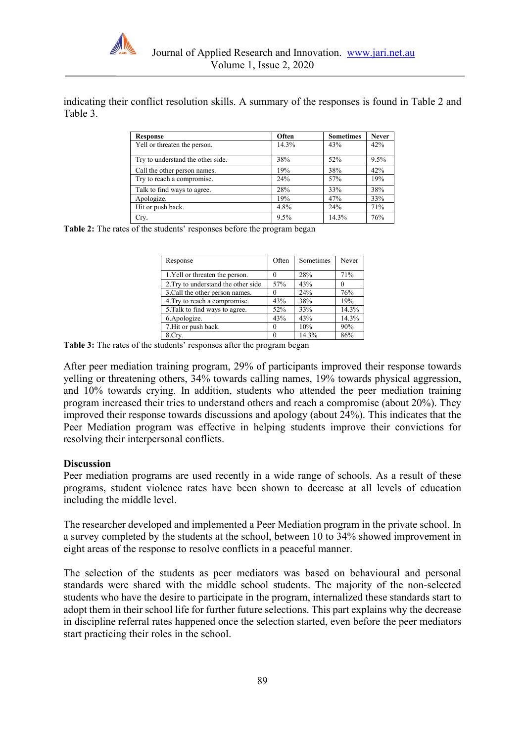indicating their conflict resolution skills. A summary of the responses is found in Table 2 and Table 3.

| Response | Often | Sometimes | Never |
|---|---|---|---|
| Yell or threaten the person. | 14.3% | 43% | 42% |
| Try to understand the other side. | 38% | 52% | 9.5% |
| Call the other person names. | 19% | 38% | 42% |
| Try to reach a compromise. | 24% | 57% | 19% |
| Talk to find ways to agree. | 28% | 33% | 38% |
| Apologize. | 19% | 47% | 33% |
| Hit or push back. | 4.8% | 24% | 71% |
| Cry. | 9.5% | 14.3% | 76% |

**Table 2:** The rates of the students' responses before the program began

| Response | Often | Sometimes | Never |
|---|---|---|---|
| 1.Yell or threaten the person. | 0 | 28% | 71% |
| 2.Try to understand the other side. | 57% | 43% | 0 |
| 3.Call the other person names. | 0 | 24% | 76% |
| 4.Try to reach a compromise. | 43% | 38% | 19% |
| 5.Talk to find ways to agree. | 52% | 33% | 14.3% |
| 6.Apologize. | 43% | 43% | 14.3% |
| 7.Hit or push back. | 0 | 10% | 90% |
| 8.Cry. | 0 | 14.3% | 86% |

**Table 3:** The rates of the students' responses after the program began

After peer mediation training program, 29% of participants improved their response towards yelling or threatening others, 34% towards calling names, 19% towards physical aggression, and 10% towards crying. In addition, students who attended the peer mediation training program increased their tries to understand others and reach a compromise (about 20%). They improved their response towards discussions and apology (about 24%). This indicates that the Peer Mediation program was effective in helping students improve their convictions for resolving their interpersonal conflicts.

## Discussion

Peer mediation programs are used recently in a wide range of schools. As a result of these programs, student violence rates have been shown to decrease at all levels of education including the middle level.

The researcher developed and implemented a Peer Mediation program in the private school. In a survey completed by the students at the school, between 10 to 34% showed improvement in eight areas of the response to resolve conflicts in a peaceful manner.

The selection of the students as peer mediators was based on behavioural and personal standards were shared with the middle school students. The majority of the non-selected students who have the desire to participate in the program, internalized these standards start to adopt them in their school life for further future selections. This part explains why the decrease in discipline referral rates happened once the selection started, even before the peer mediators start practicing their roles in the school.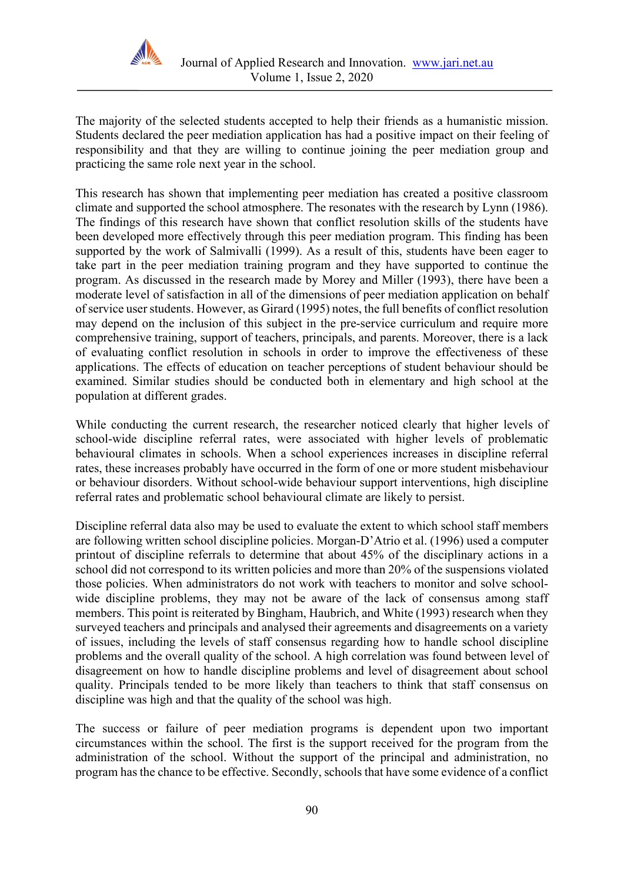The majority of the selected students accepted to help their friends as a humanistic mission. Students declared the peer mediation application has had a positive impact on their feeling of responsibility and that they are willing to continue joining the peer mediation group and practicing the same role next year in the school.

This research has shown that implementing peer mediation has created a positive classroom climate and supported the school atmosphere. The resonates with the research by Lynn (1986). The findings of this research have shown that conflict resolution skills of the students have been developed more effectively through this peer mediation program. This finding has been supported by the work of Salmivalli (1999). As a result of this, students have been eager to take part in the peer mediation training program and they have supported to continue the program. As discussed in the research made by Morey and Miller (1993), there have been a moderate level of satisfaction in all of the dimensions of peer mediation application on behalf of service user students. However, as Girard (1995) notes, the full benefits of conflict resolution may depend on the inclusion of this subject in the pre-service curriculum and require more comprehensive training, support of teachers, principals, and parents. Moreover, there is a lack of evaluating conflict resolution in schools in order to improve the effectiveness of these applications. The effects of education on teacher perceptions of student behaviour should be examined. Similar studies should be conducted both in elementary and high school at the population at different grades.

While conducting the current research, the researcher noticed clearly that higher levels of school-wide discipline referral rates, were associated with higher levels of problematic behavioural climates in schools. When a school experiences increases in discipline referral rates, these increases probably have occurred in the form of one or more student misbehaviour or behaviour disorders. Without school-wide behaviour support interventions, high discipline referral rates and problematic school behavioural climate are likely to persist.

Discipline referral data also may be used to evaluate the extent to which school staff members are following written school discipline policies. Morgan-D'Atrio et al. (1996) used a computer printout of discipline referrals to determine that about 45% of the disciplinary actions in a school did not correspond to its written policies and more than 20% of the suspensions violated those policies. When administrators do not work with teachers to monitor and solve school-wide discipline problems, they may not be aware of the lack of consensus among staff members. This point is reiterated by Bingham, Haubrich, and White (1993) research when they surveyed teachers and principals and analysed their agreements and disagreements on a variety of issues, including the levels of staff consensus regarding how to handle school discipline problems and the overall quality of the school. A high correlation was found between level of disagreement on how to handle discipline problems and level of disagreement about school quality. Principals tended to be more likely than teachers to think that staff consensus on discipline was high and that the quality of the school was high.

The success or failure of peer mediation programs is dependent upon two important circumstances within the school. The first is the support received for the program from the administration of the school. Without the support of the principal and administration, no program has the chance to be effective. Secondly, schools that have some evidence of a conflict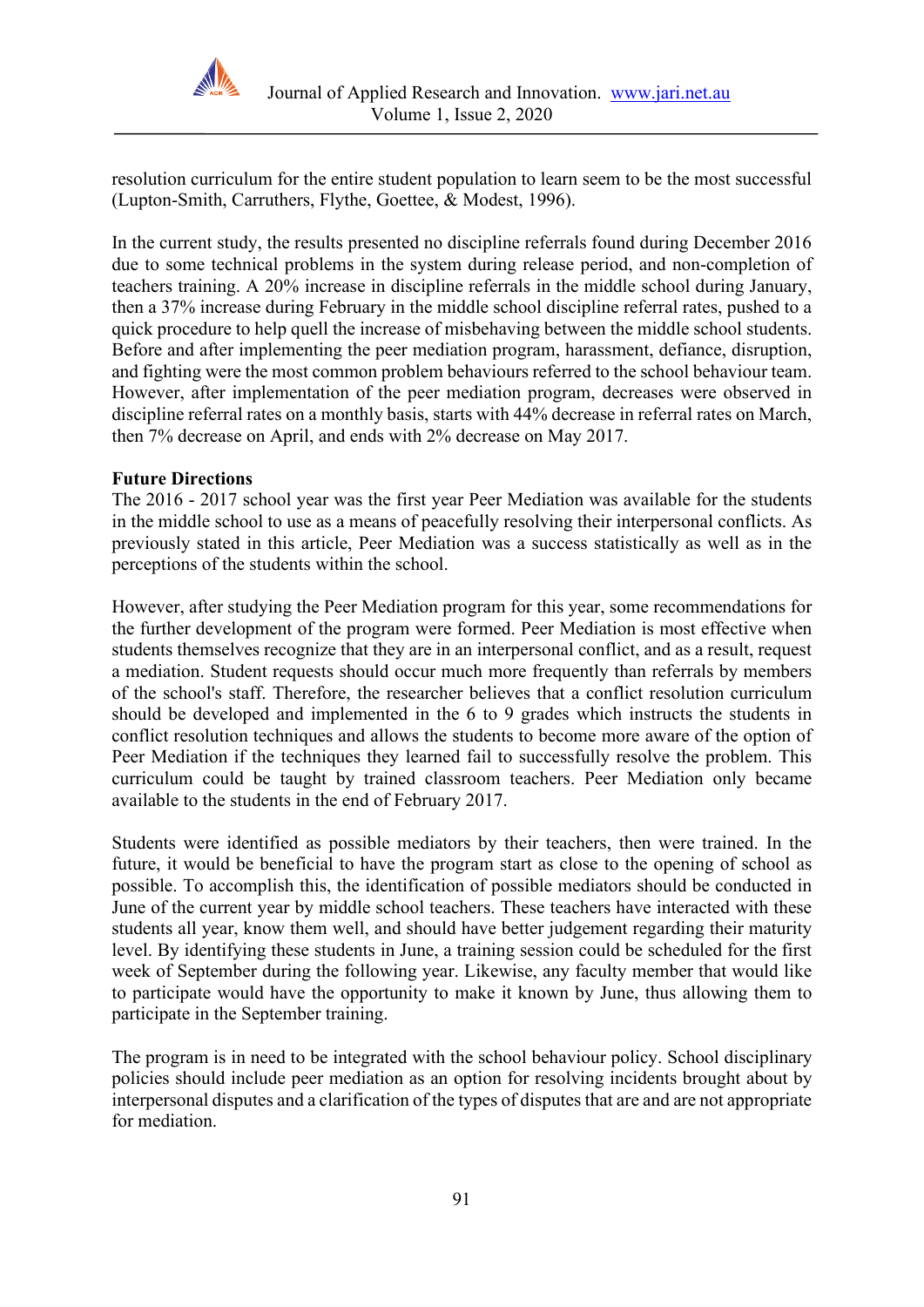resolution curriculum for the entire student population to learn seem to be the most successful (Lupton-Smith, Carruthers, Flythe, Goettee, & Modest, 1996).

In the current study, the results presented no discipline referrals found during December 2016 due to some technical problems in the system during release period, and non-completion of teachers training. A 20% increase in discipline referrals in the middle school during January, then a 37% increase during February in the middle school discipline referral rates, pushed to a quick procedure to help quell the increase of misbehaving between the middle school students. Before and after implementing the peer mediation program, harassment, defiance, disruption, and fighting were the most common problem behaviours referred to the school behaviour team. However, after implementation of the peer mediation program, decreases were observed in discipline referral rates on a monthly basis, starts with 44% decrease in referral rates on March, then 7% decrease on April, and ends with 2% decrease on May 2017.

**Future Directions**

The 2016 - 2017 school year was the first year Peer Mediation was available for the students in the middle school to use as a means of peacefully resolving their interpersonal conflicts. As previously stated in this article, Peer Mediation was a success statistically as well as in the perceptions of the students within the school.

However, after studying the Peer Mediation program for this year, some recommendations for the further development of the program were formed. Peer Mediation is most effective when students themselves recognize that they are in an interpersonal conflict, and as a result, request a mediation. Student requests should occur much more frequently than referrals by members of the school's staff. Therefore, the researcher believes that a conflict resolution curriculum should be developed and implemented in the 6 to 9 grades which instructs the students in conflict resolution techniques and allows the students to become more aware of the option of Peer Mediation if the techniques they learned fail to successfully resolve the problem. This curriculum could be taught by trained classroom teachers. Peer Mediation only became available to the students in the end of February 2017.

Students were identified as possible mediators by their teachers, then were trained. In the future, it would be beneficial to have the program start as close to the opening of school as possible. To accomplish this, the identification of possible mediators should be conducted in June of the current year by middle school teachers. These teachers have interacted with these students all year, know them well, and should have better judgement regarding their maturity level. By identifying these students in June, a training session could be scheduled for the first week of September during the following year. Likewise, any faculty member that would like to participate would have the opportunity to make it known by June, thus allowing them to participate in the September training.

The program is in need to be integrated with the school behaviour policy. School disciplinary policies should include peer mediation as an option for resolving incidents brought about by interpersonal disputes and a clarification of the types of disputes that are and are not appropriate for mediation.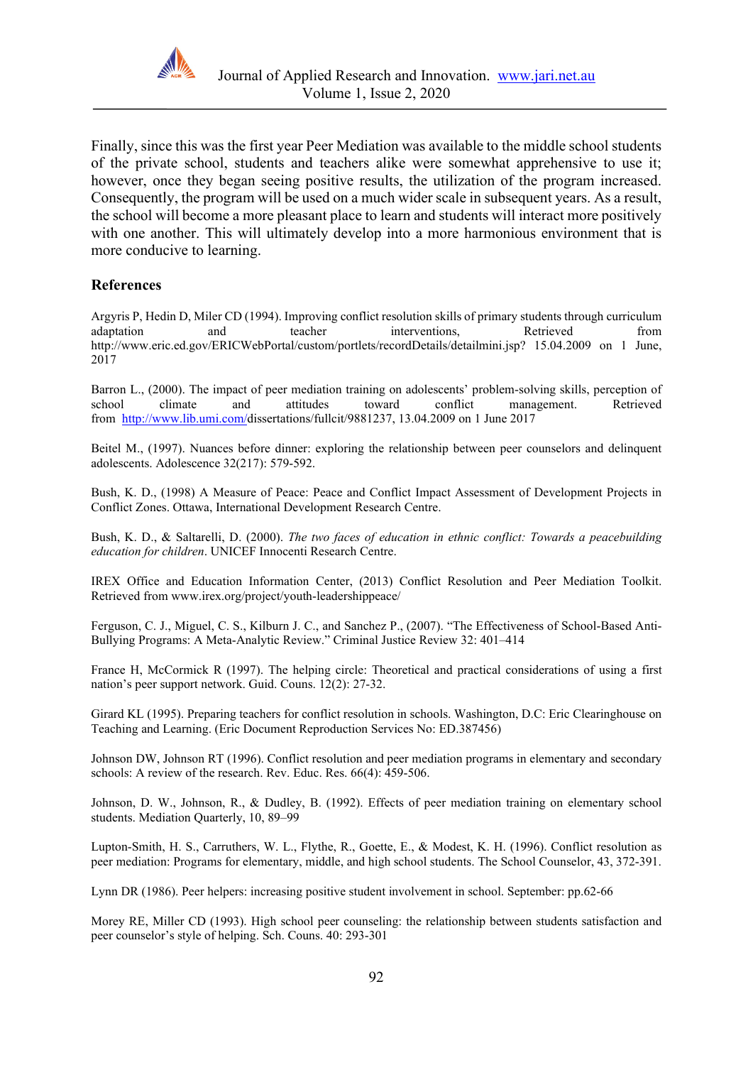Finally, since this was the first year Peer Mediation was available to the middle school students of the private school, students and teachers alike were somewhat apprehensive to use it; however, once they began seeing positive results, the utilization of the program increased. Consequently, the program will be used on a much wider scale in subsequent years. As a result, the school will become a more pleasant place to learn and students will interact more positively with one another. This will ultimately develop into a more harmonious environment that is more conducive to learning.

## References

Argyris P, Hedin D, Miler CD (1994). Improving conflict resolution skills of primary students through curriculum adaptation and teacher interventions, Retrieved from http://www.eric.ed.gov/ERICWebPortal/custom/portlets/recordDetails/detailmini.jsp? 15.04.2009 on 1 June, 2017

Barron L., (2000). The impact of peer mediation training on adolescents' problem-solving skills, perception of school climate and attitudes toward conflict management. Retrieved from http://www.lib.umi.com/dissertations/fullcit/9881237, 13.04.2009 on 1 June 2017

Beitel M., (1997). Nuances before dinner: exploring the relationship between peer counselors and delinquent adolescents. Adolescence 32(217): 579-592.

Bush, K. D., (1998) A Measure of Peace: Peace and Conflict Impact Assessment of Development Projects in Conflict Zones. Ottawa, International Development Research Centre.

Bush, K. D., & Saltarelli, D. (2000). *The two faces of education in ethnic conflict: Towards a peacebuilding education for children*. UNICEF Innocenti Research Centre.

IREX Office and Education Information Center, (2013) Conflict Resolution and Peer Mediation Toolkit. Retrieved from www.irex.org/project/youth-leadershippeace/

Ferguson, C. J., Miguel, C. S., Kilburn J. C., and Sanchez P., (2007). "The Effectiveness of School-Based Anti-Bullying Programs: A Meta-Analytic Review." Criminal Justice Review 32: 401–414

France H, McCormick R (1997). The helping circle: Theoretical and practical considerations of using a first nation's peer support network. Guid. Couns. 12(2): 27-32.

Girard KL (1995). Preparing teachers for conflict resolution in schools. Washington, D.C: Eric Clearinghouse on Teaching and Learning. (Eric Document Reproduction Services No: ED.387456)

Johnson DW, Johnson RT (1996). Conflict resolution and peer mediation programs in elementary and secondary schools: A review of the research. Rev. Educ. Res. 66(4): 459-506.

Johnson, D. W., Johnson, R., & Dudley, B. (1992). Effects of peer mediation training on elementary school students. Mediation Quarterly, 10, 89–99

Lupton-Smith, H. S., Carruthers, W. L., Flythe, R., Goette, E., & Modest, K. H. (1996). Conflict resolution as peer mediation: Programs for elementary, middle, and high school students. The School Counselor, 43, 372-391.

Lynn DR (1986). Peer helpers: increasing positive student involvement in school. September: pp.62-66

Morey RE, Miller CD (1993). High school peer counseling: the relationship between students satisfaction and peer counselor's style of helping. Sch. Couns. 40: 293-301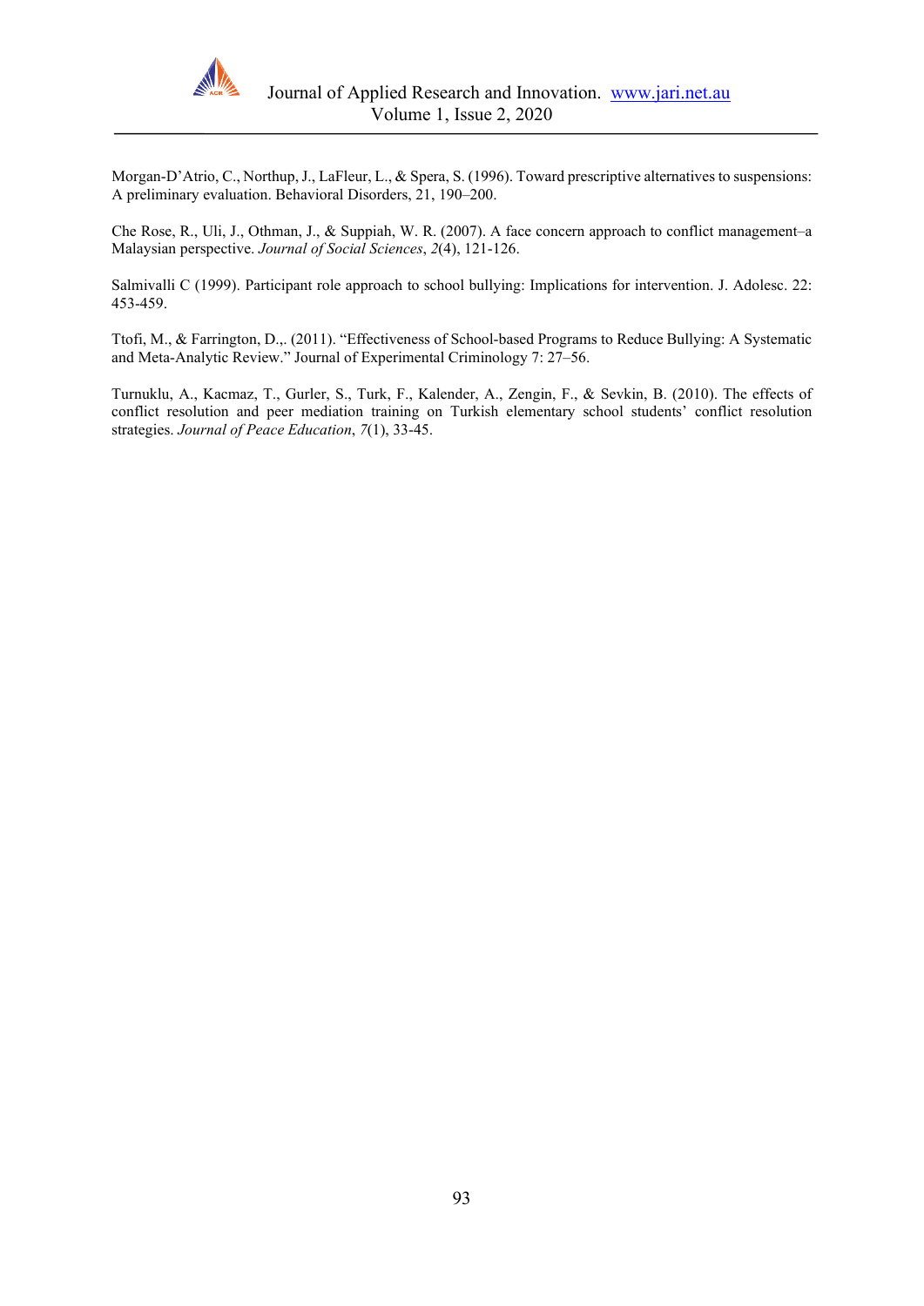Morgan-D'Atrio, C., Northup, J., LaFleur, L., & Spera, S. (1996). Toward prescriptive alternatives to suspensions: A preliminary evaluation. Behavioral Disorders, 21, 190–200.

Che Rose, R., Uli, J., Othman, J., & Suppiah, W. R. (2007). A face concern approach to conflict management–a Malaysian perspective. *Journal of Social Sciences*, *2*(4), 121-126.

Salmivalli C (1999). Participant role approach to school bullying: Implications for intervention. J. Adolesc. 22: 453-459.

Ttofi, M., & Farrington, D.,. (2011). "Effectiveness of School-based Programs to Reduce Bullying: A Systematic and Meta-Analytic Review." Journal of Experimental Criminology 7: 27–56.

Turnuklu, A., Kacmaz, T., Gurler, S., Turk, F., Kalender, A., Zengin, F., & Sevkin, B. (2010). The effects of conflict resolution and peer mediation training on Turkish elementary school students' conflict resolution strategies. *Journal of Peace Education*, *7*(1), 33-45.